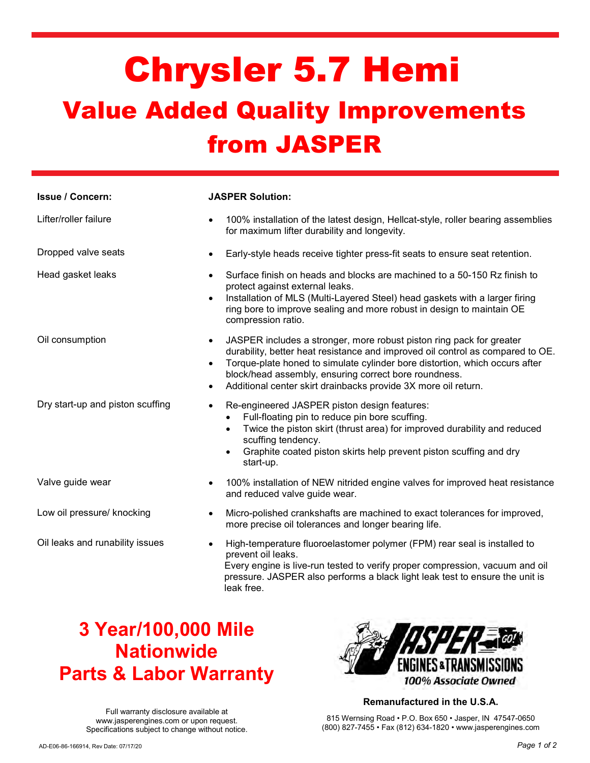# Chrysler 5.7 Hemi

## Value Added Quality Improvements from JASPER

| Issue / Concern: | JASPER Solution: |
|---|---|
| Lifter/roller failure | • 100% installation of the latest design, Hellcat-style, roller bearing assemblies for maximum lifter durability and longevity. |
| Dropped valve seats | • Early-style heads receive tighter press-fit seats to ensure seat retention. |
| Head gasket leaks | • Surface finish on heads and blocks are machined to a 50-150 Rz finish to protect against external leaks.<br>• Installation of MLS (Multi-Layered Steel) head gaskets with a larger firing ring bore to improve sealing and more robust in design to maintain OE compression ratio. |
| Oil consumption | • JASPER includes a stronger, more robust piston ring pack for greater durability, better heat resistance and improved oil control as compared to OE.<br>• Torque-plate honed to simulate cylinder bore distortion, which occurs after block/head assembly, ensuring correct bore roundness.<br>• Additional center skirt drainbacks provide 3X more oil return. |
| Dry start-up and piston scuffing | • Re-engineered JASPER piston design features:<br>  • Full-floating pin to reduce pin bore scuffing.<br>  • Twice the piston skirt (thrust area) for improved durability and reduced scuffing tendency.<br>  • Graphite coated piston skirts help prevent piston scuffing and dry start-up. |
| Valve guide wear | • 100% installation of NEW nitrided engine valves for improved heat resistance and reduced valve guide wear. |
| Low oil pressure/ knocking | • Micro-polished crankshafts are machined to exact tolerances for improved, more precise oil tolerances and longer bearing life. |
| Oil leaks and runability issues | • High-temperature fluoroelastomer polymer (FPM) rear seal is installed to prevent oil leaks.<br>Every engine is live-run tested to verify proper compression, vacuum and oil pressure. JASPER also performs a black light leak test to ensure the unit is leak free. |

**3 Year/100,000 Mile Nationwide Parts & Labor Warranty**

Full warranty disclosure available at www.jasperengines.com or upon request.
Specifications subject to change without notice.

JASPER ENGINES & TRANSMISSIONS
*100% Associate Owned*

**Remanufactured in the U.S.A.**

815 Wernsing Road • P.O. Box 650 • Jasper, IN 47547-0650
(800) 827-7455 • Fax (812) 634-1820 • www.jasperengines.com

AD-E06-86-166914, Rev Date: 07/17/20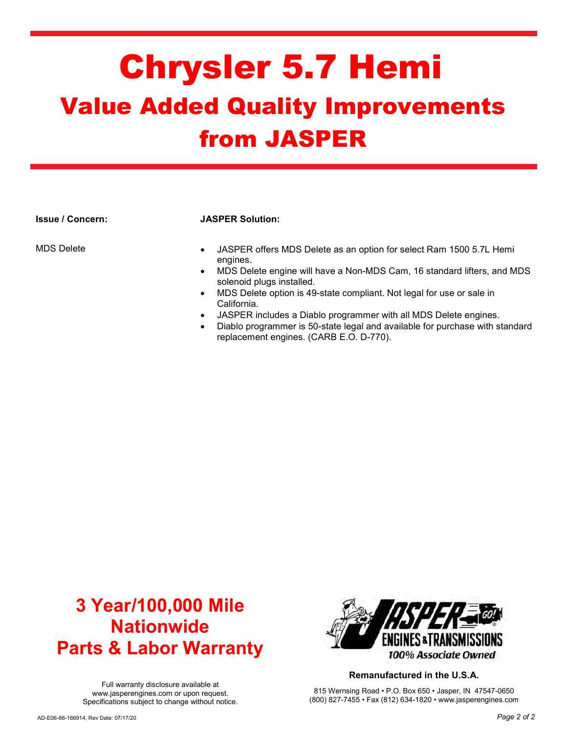# Chrysler 5.7 Hemi

## Value Added Quality Improvements from JASPER

| Issue / Concern: | JASPER Solution: |
|---|---|
| MDS Delete | • JASPER offers MDS Delete as an option for select Ram 1500 5.7L Hemi engines.<br>• MDS Delete engine will have a Non-MDS Cam, 16 standard lifters, and MDS solenoid plugs installed.<br>• MDS Delete option is 49-state compliant. Not legal for use or sale in California.<br>• JASPER includes a Diablo programmer with all MDS Delete engines.<br>• Diablo programmer is 50-state legal and available for purchase with standard replacement engines. (CARB E.O. D-770). |

**3 Year/100,000 Mile Nationwide Parts & Labor Warranty**

Full warranty disclosure available at www.jasperengines.com or upon request.
Specifications subject to change without notice.

JASPER ENGINES & TRANSMISSIONS
*100% Associate Owned*

**Remanufactured in the U.S.A.**

815 Wernsing Road • P.O. Box 650 • Jasper, IN 47547-0650
(800) 827-7455 • Fax (812) 634-1820 • www.jasperengines.com

AD-E06-86-166914, Rev Date: 07/17/20